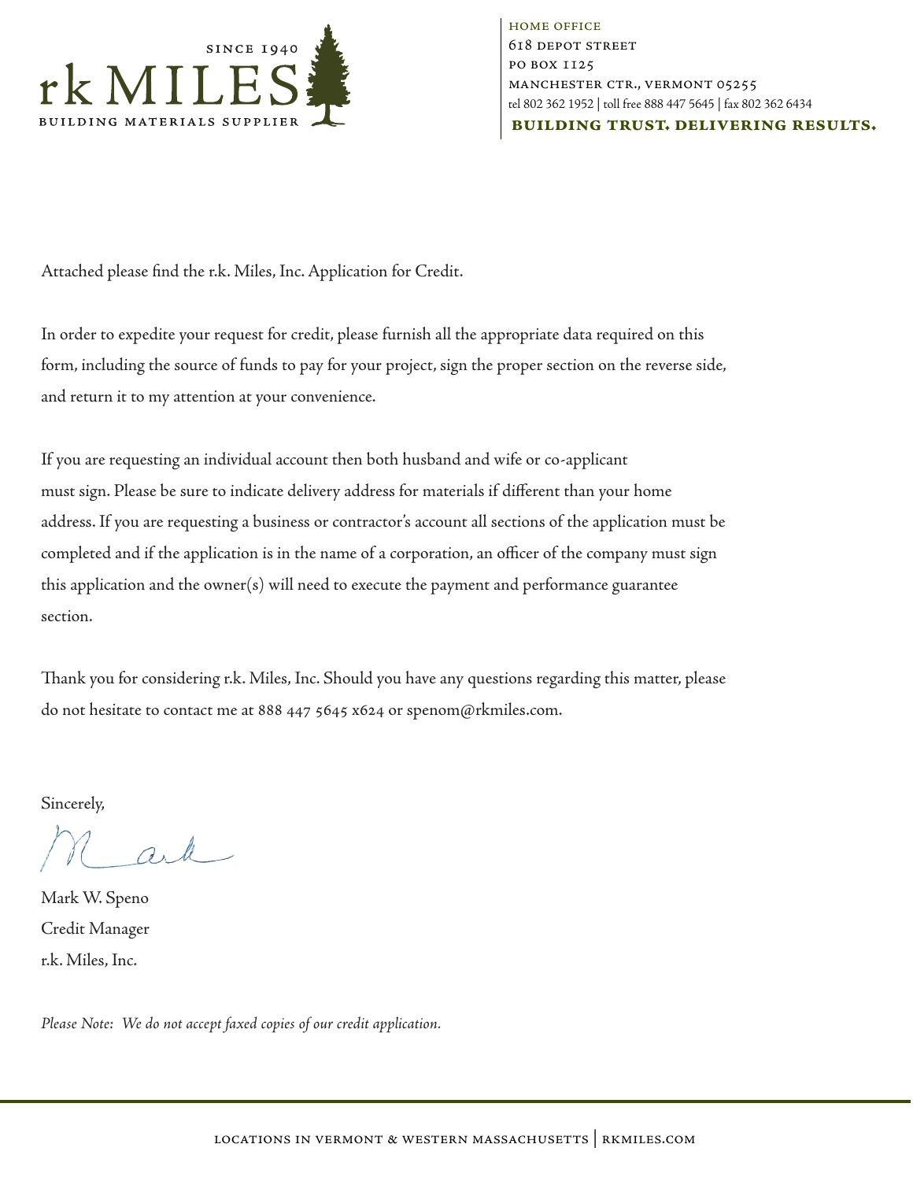rk MILES

SINCE 1940

BUILDING MATERIALS SUPPLIER

HOME OFFICE
618 DEPOT STREET
PO BOX 1125
MANCHESTER CTR., VERMONT 05255
tel 802 362 1952 | toll free 888 447 5645 | fax 802 362 6434

**BUILDING TRUST. DELIVERING RESULTS.**

Attached please find the r.k. Miles, Inc. Application for Credit.

In order to expedite your request for credit, please furnish all the appropriate data required on this form, including the source of funds to pay for your project, sign the proper section on the reverse side, and return it to my attention at your convenience.

If you are requesting an individual account then both husband and wife or co-applicant must sign. Please be sure to indicate delivery address for materials if different than your home address. If you are requesting a business or contractor's account all sections of the application must be completed and if the application is in the name of a corporation, an officer of the company must sign this application and the owner(s) will need to execute the payment and performance guarantee section.

Thank you for considering r.k. Miles, Inc. Should you have any questions regarding this matter, please do not hesitate to contact me at 888 447 5645 x624 or spenom@rkmiles.com.

Sincerely,

Mark

Mark W. Speno
Credit Manager
r.k. Miles, Inc.

*Please Note: We do not accept faxed copies of our credit application.*

LOCATIONS IN VERMONT & WESTERN MASSACHUSETTS | RKMILES.COM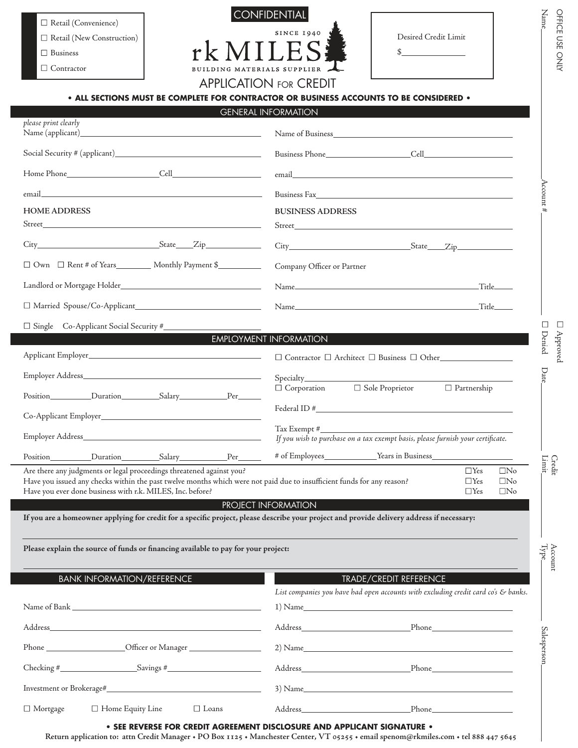- ☐ Retail (Convenience)
- ☐ Retail (New Construction)
- ☐ Business
- ☐ Contractor

CONFIDENTIAL

rk MILES
SINCE 1940
BUILDING MATERIALS SUPPLIER

# APPLICATION FOR CREDIT

Desired Credit Limit
$______________

**• ALL SECTIONS MUST BE COMPLETE FOR CONTRACTOR OR BUSINESS ACCOUNTS TO BE CONSIDERED •**

## GENERAL INFORMATION

*please print clearly*

Name (applicant)____________________

Social Security # (applicant)____________________

Home Phone__________ Cell__________

email____________________

**HOME ADDRESS**

Street____________________

City__________ State____ Zip__________

☐ Own ☐ Rent # of Years________ Monthly Payment $__________

Landlord or Mortgage Holder____________________

☐ Married Spouse/Co-Applicant____________________

☐ Single Co-Applicant Social Security #____________________

Name of Business____________________

Business Phone__________ Cell__________

email____________________

Business Fax____________________

**BUSINESS ADDRESS**

Street____________________

City__________ State____ Zip__________

Company Officer or Partner

Name____________________ Title_____

Name____________________ Title_____

## EMPLOYMENT INFORMATION

Applicant Employer____________________

Employer Address____________________

Position__________ Duration__________ Salary__________ Per______

Co-Applicant Employer____________________

Employer Address____________________

Position__________ Duration__________ Salary__________ Per______

☐ Contractor ☐ Architect ☐ Business ☐ Other__________

Specialty____________________

☐ Corporation ☐ Sole Proprietor ☐ Partnership

Federal ID #____________________

Tax Exempt #____________________
*If you wish to purchase on a tax exempt basis, please furnish your certificate.*

# of Employees__________ Years in Business__________

| | | |
|---|---|---|
| Are there any judgments or legal proceedings threatened against you? | ☐Yes | ☐No |
| Have you issued any checks within the past twelve months which were not paid due to insufficient funds for any reason? | ☐Yes | ☐No |
| Have you ever done business with r.k. MILES, Inc. before? | ☐Yes | ☐No |

## PROJECT INFORMATION

**If you are a homeowner applying for credit for a specific project, please describe your project and provide delivery address if necessary:**

____________________

**Please explain the source of funds or financing available to pay for your project:**

____________________

## BANK INFORMATION/REFERENCE

Name of Bank____________________

Address____________________

Phone__________ Officer or Manager__________

Checking #__________ Savings #__________

Investment or Brokerage#____________________

☐ Mortgage ☐ Home Equity Line ☐ Loans

## TRADE/CREDIT REFERENCE

*List companies you have had open accounts with excluding credit card co's & banks.*

1) Name____________________

Address__________ Phone__________

2) Name____________________

Address__________ Phone__________

3) Name____________________

Address__________ Phone__________

**• SEE REVERSE FOR CREDIT AGREEMENT DISCLOSURE AND APPLICANT SIGNATURE •**

**Return application to: attn Credit Manager • PO Box 1125 • Manchester Center, VT 05255 • email spenom@rkmiles.com • tel 888 447 5645**

OFFICE USE ONLY

Name__________

Account #__________

☐ Approved
☐ Denied Date__________

Credit Limit__________

Account Type__________

Salesperson__________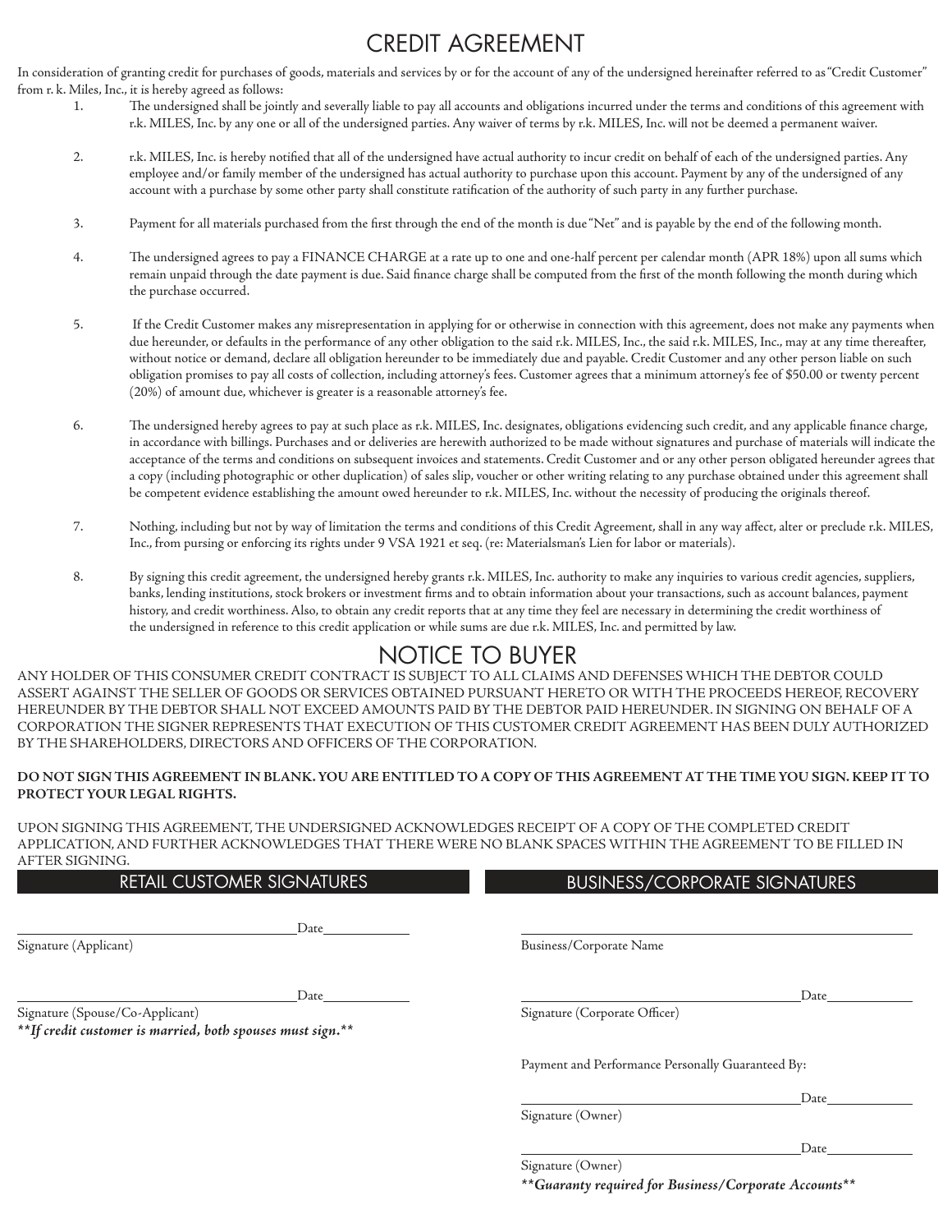# CREDIT AGREEMENT

In consideration of granting credit for purchases of goods, materials and services by or for the account of any of the undersigned hereinafter referred to as "Credit Customer" from r. k. Miles, Inc., it is hereby agreed as follows:

1. The undersigned shall be jointly and severally liable to pay all accounts and obligations incurred under the terms and conditions of this agreement with r.k. MILES, Inc. by any one or all of the undersigned parties. Any waiver of terms by r.k. MILES, Inc. will not be deemed a permanent waiver.

2. r.k. MILES, Inc. is hereby notified that all of the undersigned have actual authority to incur credit on behalf of each of the undersigned parties. Any employee and/or family member of the undersigned has actual authority to purchase upon this account. Payment by any of the undersigned of any account with a purchase by some other party shall constitute ratification of the authority of such party in any further purchase.

3. Payment for all materials purchased from the first through the end of the month is due "Net" and is payable by the end of the following month.

4. The undersigned agrees to pay a FINANCE CHARGE at a rate up to one and one-half percent per calendar month (APR 18%) upon all sums which remain unpaid through the date payment is due. Said finance charge shall be computed from the first of the month following the month during which the purchase occurred.

5. If the Credit Customer makes any misrepresentation in applying for or otherwise in connection with this agreement, does not make any payments when due hereunder, or defaults in the performance of any other obligation to the said r.k. MILES, Inc., the said r.k. MILES, Inc., may at any time thereafter, without notice or demand, declare all obligation hereunder to be immediately due and payable. Credit Customer and any other person liable on such obligation promises to pay all costs of collection, including attorney's fees. Customer agrees that a minimum attorney's fee of $50.00 or twenty percent (20%) of amount due, whichever is greater is a reasonable attorney's fee.

6. The undersigned hereby agrees to pay at such place as r.k. MILES, Inc. designates, obligations evidencing such credit, and any applicable finance charge, in accordance with billings. Purchases and or deliveries are herewith authorized to be made without signatures and purchase of materials will indicate the acceptance of the terms and conditions on subsequent invoices and statements. Credit Customer and or any other person obligated hereunder agrees that a copy (including photographic or other duplication) of sales slip, voucher or other writing relating to any purchase obtained under this agreement shall be competent evidence establishing the amount owed hereunder to r.k. MILES, Inc. without the necessity of producing the originals thereof.

7. Nothing, including but not by way of limitation the terms and conditions of this Credit Agreement, shall in any way affect, alter or preclude r.k. MILES, Inc., from pursing or enforcing its rights under 9 VSA 1921 et seq. (re: Materialsman's Lien for labor or materials).

8. By signing this credit agreement, the undersigned hereby grants r.k. MILES, Inc. authority to make any inquiries to various credit agencies, suppliers, banks, lending institutions, stock brokers or investment firms and to obtain information about your transactions, such as account balances, payment history, and credit worthiness. Also, to obtain any credit reports that at any time they feel are necessary in determining the credit worthiness of the undersigned in reference to this credit application or while sums are due r.k. MILES, Inc. and permitted by law.

# NOTICE TO BUYER

ANY HOLDER OF THIS CONSUMER CREDIT CONTRACT IS SUBJECT TO ALL CLAIMS AND DEFENSES WHICH THE DEBTOR COULD ASSERT AGAINST THE SELLER OF GOODS OR SERVICES OBTAINED PURSUANT HERETO OR WITH THE PROCEEDS HEREOF, RECOVERY HEREUNDER BY THE DEBTOR SHALL NOT EXCEED AMOUNTS PAID BY THE DEBTOR PAID HEREUNDER. IN SIGNING ON BEHALF OF A CORPORATION THE SIGNER REPRESENTS THAT EXECUTION OF THIS CUSTOMER CREDIT AGREEMENT HAS BEEN DULY AUTHORIZED BY THE SHAREHOLDERS, DIRECTORS AND OFFICERS OF THE CORPORATION.

**DO NOT SIGN THIS AGREEMENT IN BLANK. YOU ARE ENTITLED TO A COPY OF THIS AGREEMENT AT THE TIME YOU SIGN. KEEP IT TO PROTECT YOUR LEGAL RIGHTS.**

UPON SIGNING THIS AGREEMENT, THE UNDERSIGNED ACKNOWLEDGES RECEIPT OF A COPY OF THE COMPLETED CREDIT APPLICATION, AND FURTHER ACKNOWLEDGES THAT THERE WERE NO BLANK SPACES WITHIN THE AGREEMENT TO BE FILLED IN AFTER SIGNING.

## RETAIL CUSTOMER SIGNATURES

_______________________________ Date__________

Signature (Applicant)

_______________________________ Date__________

Signature (Spouse/Co-Applicant)

***If credit customer is married, both spouses must sign.***

## BUSINESS/CORPORATE SIGNATURES

_______________________________

Business/Corporate Name

_______________________________ Date__________

Signature (Corporate Officer)

Payment and Performance Personally Guaranteed By:

_______________________________ Date__________

Signature (Owner)

_______________________________ Date__________

Signature (Owner)

***Guaranty required for Business/Corporate Accounts***